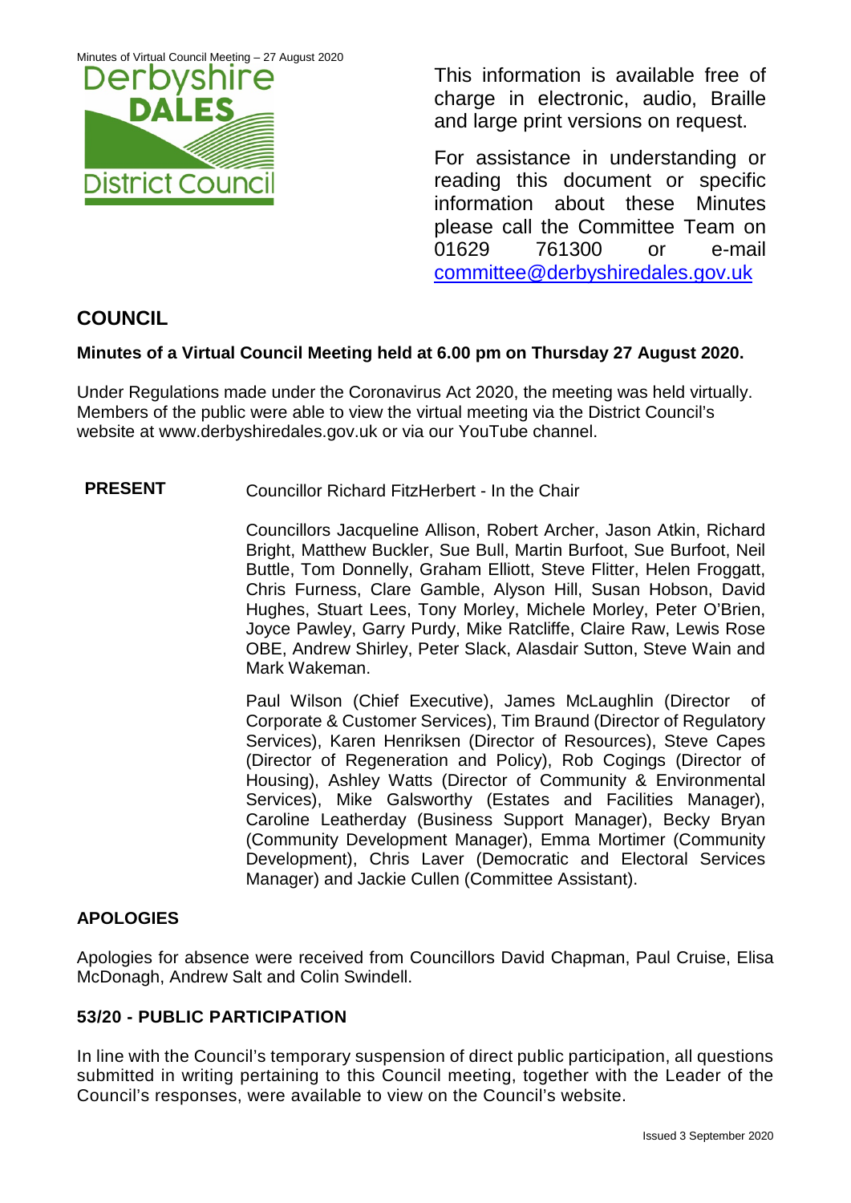Minutes of Virtual Council Meeting – 27 August 2020

This information is available free of charge in electronic, audio, Braille and large print versions on request.

For assistance in understanding or reading this document or specific information about these Minutes please call the Committee Team on 01629 761300 or e-mail committee@derbyshiredales.gov.uk

# COUNCIL

**Minutes of a Virtual Council Meeting held at 6.00 pm on Thursday 27 August 2020.**

Under Regulations made under the Coronavirus Act 2020, the meeting was held virtually. Members of the public were able to view the virtual meeting via the District Council's website at www.derbyshiredales.gov.uk or via our YouTube channel.

**PRESENT**

Councillor Richard FitzHerbert - In the Chair

Councillors Jacqueline Allison, Robert Archer, Jason Atkin, Richard Bright, Matthew Buckler, Sue Bull, Martin Burfoot, Sue Burfoot, Neil Buttle, Tom Donnelly, Graham Elliott, Steve Flitter, Helen Froggatt, Chris Furness, Clare Gamble, Alyson Hill, Susan Hobson, David Hughes, Stuart Lees, Tony Morley, Michele Morley, Peter O'Brien, Joyce Pawley, Garry Purdy, Mike Ratcliffe, Claire Raw, Lewis Rose OBE, Andrew Shirley, Peter Slack, Alasdair Sutton, Steve Wain and Mark Wakeman.

Paul Wilson (Chief Executive), James McLaughlin (Director of Corporate & Customer Services), Tim Braund (Director of Regulatory Services), Karen Henriksen (Director of Resources), Steve Capes (Director of Regeneration and Policy), Rob Cogings (Director of Housing), Ashley Watts (Director of Community & Environmental Services), Mike Galsworthy (Estates and Facilities Manager), Caroline Leatherday (Business Support Manager), Becky Bryan (Community Development Manager), Emma Mortimer (Community Development), Chris Laver (Democratic and Electoral Services Manager) and Jackie Cullen (Committee Assistant).

## APOLOGIES

Apologies for absence were received from Councillors David Chapman, Paul Cruise, Elisa McDonagh, Andrew Salt and Colin Swindell.

## 53/20 - PUBLIC PARTICIPATION

In line with the Council's temporary suspension of direct public participation, all questions submitted in writing pertaining to this Council meeting, together with the Leader of the Council's responses, were available to view on the Council's website.

Issued 3 September 2020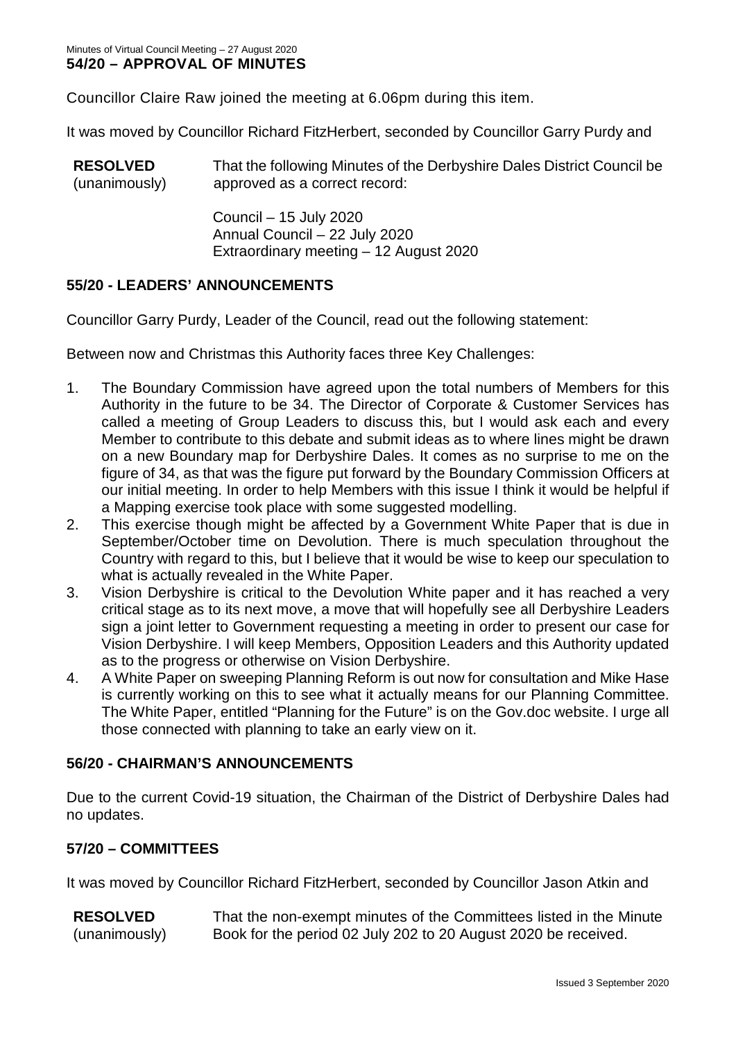## 54/20 – APPROVAL OF MINUTES

Councillor Claire Raw joined the meeting at 6.06pm during this item.

It was moved by Councillor Richard FitzHerbert, seconded by Councillor Garry Purdy and

**RESOLVED** (unanimously) That the following Minutes of the Derbyshire Dales District Council be approved as a correct record:

Council – 15 July 2020
Annual Council – 22 July 2020
Extraordinary meeting – 12 August 2020

## 55/20 - LEADERS' ANNOUNCEMENTS

Councillor Garry Purdy, Leader of the Council, read out the following statement:

Between now and Christmas this Authority faces three Key Challenges:

1. The Boundary Commission have agreed upon the total numbers of Members for this Authority in the future to be 34. The Director of Corporate & Customer Services has called a meeting of Group Leaders to discuss this, but I would ask each and every Member to contribute to this debate and submit ideas as to where lines might be drawn on a new Boundary map for Derbyshire Dales. It comes as no surprise to me on the figure of 34, as that was the figure put forward by the Boundary Commission Officers at our initial meeting. In order to help Members with this issue I think it would be helpful if a Mapping exercise took place with some suggested modelling.
2. This exercise though might be affected by a Government White Paper that is due in September/October time on Devolution. There is much speculation throughout the Country with regard to this, but I believe that it would be wise to keep our speculation to what is actually revealed in the White Paper.
3. Vision Derbyshire is critical to the Devolution White paper and it has reached a very critical stage as to its next move, a move that will hopefully see all Derbyshire Leaders sign a joint letter to Government requesting a meeting in order to present our case for Vision Derbyshire. I will keep Members, Opposition Leaders and this Authority updated as to the progress or otherwise on Vision Derbyshire.
4. A White Paper on sweeping Planning Reform is out now for consultation and Mike Hase is currently working on this to see what it actually means for our Planning Committee. The White Paper, entitled "Planning for the Future" is on the Gov.doc website. I urge all those connected with planning to take an early view on it.

## 56/20 - CHAIRMAN'S ANNOUNCEMENTS

Due to the current Covid-19 situation, the Chairman of the District of Derbyshire Dales had no updates.

## 57/20 – COMMITTEES

It was moved by Councillor Richard FitzHerbert, seconded by Councillor Jason Atkin and

**RESOLVED** (unanimously) That the non-exempt minutes of the Committees listed in the Minute Book for the period 02 July 202 to 20 August 2020 be received.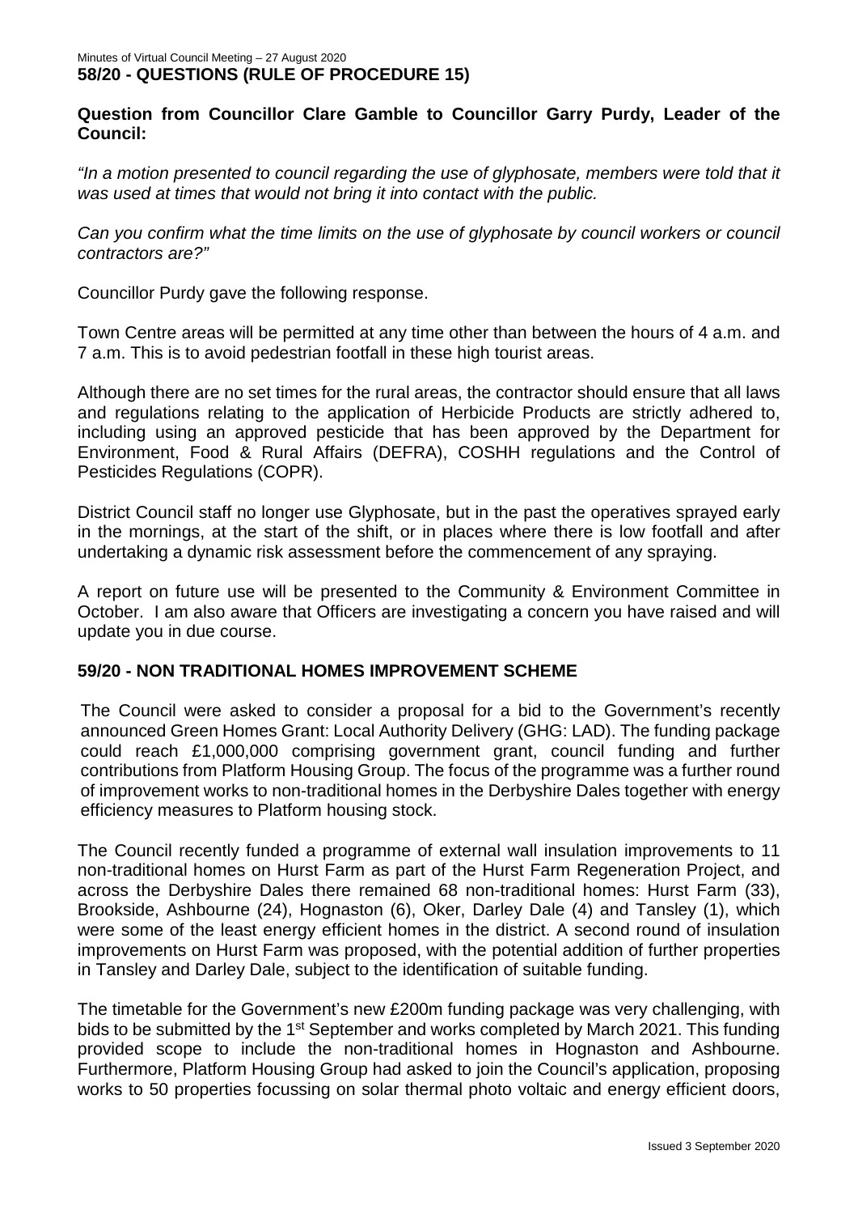## 58/20 - QUESTIONS (RULE OF PROCEDURE 15)

**Question from Councillor Clare Gamble to Councillor Garry Purdy, Leader of the Council:**

*"In a motion presented to council regarding the use of glyphosate, members were told that it was used at times that would not bring it into contact with the public.*

*Can you confirm what the time limits on the use of glyphosate by council workers or council contractors are?"*

Councillor Purdy gave the following response.

Town Centre areas will be permitted at any time other than between the hours of 4 a.m. and 7 a.m. This is to avoid pedestrian footfall in these high tourist areas.

Although there are no set times for the rural areas, the contractor should ensure that all laws and regulations relating to the application of Herbicide Products are strictly adhered to, including using an approved pesticide that has been approved by the Department for Environment, Food & Rural Affairs (DEFRA), COSHH regulations and the Control of Pesticides Regulations (COPR).

District Council staff no longer use Glyphosate, but in the past the operatives sprayed early in the mornings, at the start of the shift, or in places where there is low footfall and after undertaking a dynamic risk assessment before the commencement of any spraying.

A report on future use will be presented to the Community & Environment Committee in October. I am also aware that Officers are investigating a concern you have raised and will update you in due course.

## 59/20 - NON TRADITIONAL HOMES IMPROVEMENT SCHEME

The Council were asked to consider a proposal for a bid to the Government's recently announced Green Homes Grant: Local Authority Delivery (GHG: LAD). The funding package could reach £1,000,000 comprising government grant, council funding and further contributions from Platform Housing Group. The focus of the programme was a further round of improvement works to non-traditional homes in the Derbyshire Dales together with energy efficiency measures to Platform housing stock.

The Council recently funded a programme of external wall insulation improvements to 11 non-traditional homes on Hurst Farm as part of the Hurst Farm Regeneration Project, and across the Derbyshire Dales there remained 68 non-traditional homes: Hurst Farm (33), Brookside, Ashbourne (24), Hognaston (6), Oker, Darley Dale (4) and Tansley (1), which were some of the least energy efficient homes in the district. A second round of insulation improvements on Hurst Farm was proposed, with the potential addition of further properties in Tansley and Darley Dale, subject to the identification of suitable funding.

The timetable for the Government's new £200m funding package was very challenging, with bids to be submitted by the 1st September and works completed by March 2021. This funding provided scope to include the non-traditional homes in Hognaston and Ashbourne. Furthermore, Platform Housing Group had asked to join the Council's application, proposing works to 50 properties focussing on solar thermal photo voltaic and energy efficient doors,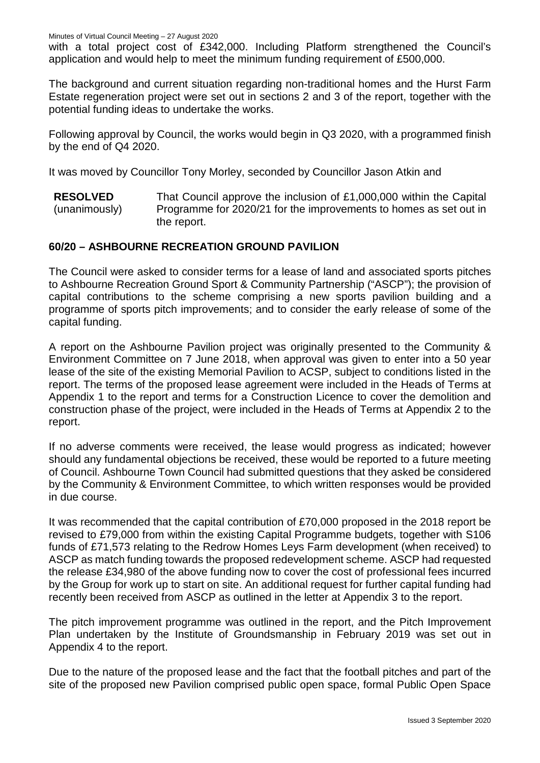with a total project cost of £342,000. Including Platform strengthened the Council's application and would help to meet the minimum funding requirement of £500,000.

The background and current situation regarding non-traditional homes and the Hurst Farm Estate regeneration project were set out in sections 2 and 3 of the report, together with the potential funding ideas to undertake the works.

Following approval by Council, the works would begin in Q3 2020, with a programmed finish by the end of Q4 2020.

It was moved by Councillor Tony Morley, seconded by Councillor Jason Atkin and

**RESOLVED** (unanimously) That Council approve the inclusion of £1,000,000 within the Capital Programme for 2020/21 for the improvements to homes as set out in the report.

## 60/20 – ASHBOURNE RECREATION GROUND PAVILION

The Council were asked to consider terms for a lease of land and associated sports pitches to Ashbourne Recreation Ground Sport & Community Partnership ("ASCP"); the provision of capital contributions to the scheme comprising a new sports pavilion building and a programme of sports pitch improvements; and to consider the early release of some of the capital funding.

A report on the Ashbourne Pavilion project was originally presented to the Community & Environment Committee on 7 June 2018, when approval was given to enter into a 50 year lease of the site of the existing Memorial Pavilion to ACSP, subject to conditions listed in the report. The terms of the proposed lease agreement were included in the Heads of Terms at Appendix 1 to the report and terms for a Construction Licence to cover the demolition and construction phase of the project, were included in the Heads of Terms at Appendix 2 to the report.

If no adverse comments were received, the lease would progress as indicated; however should any fundamental objections be received, these would be reported to a future meeting of Council. Ashbourne Town Council had submitted questions that they asked be considered by the Community & Environment Committee, to which written responses would be provided in due course.

It was recommended that the capital contribution of £70,000 proposed in the 2018 report be revised to £79,000 from within the existing Capital Programme budgets, together with S106 funds of £71,573 relating to the Redrow Homes Leys Farm development (when received) to ASCP as match funding towards the proposed redevelopment scheme. ASCP had requested the release £34,980 of the above funding now to cover the cost of professional fees incurred by the Group for work up to start on site. An additional request for further capital funding had recently been received from ASCP as outlined in the letter at Appendix 3 to the report.

The pitch improvement programme was outlined in the report, and the Pitch Improvement Plan undertaken by the Institute of Groundsmanship in February 2019 was set out in Appendix 4 to the report.

Due to the nature of the proposed lease and the fact that the football pitches and part of the site of the proposed new Pavilion comprised public open space, formal Public Open Space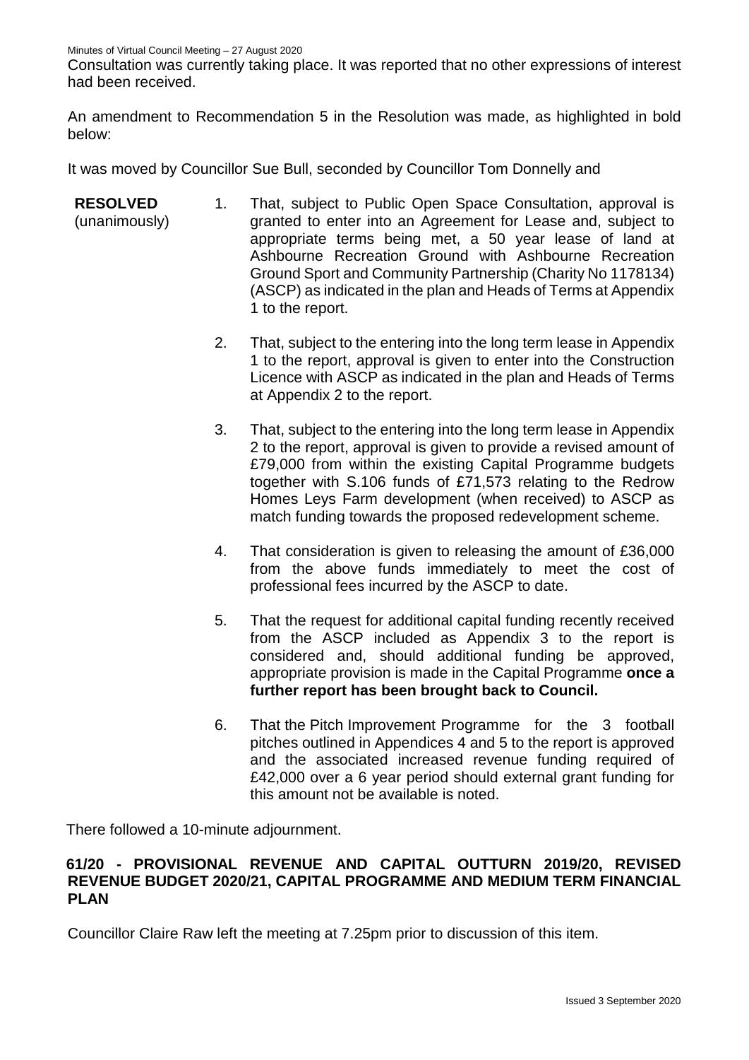Consultation was currently taking place. It was reported that no other expressions of interest had been received.

An amendment to Recommendation 5 in the Resolution was made, as highlighted in bold below:

It was moved by Councillor Sue Bull, seconded by Councillor Tom Donnelly and

**RESOLVED** (unanimously)

1. That, subject to Public Open Space Consultation, approval is granted to enter into an Agreement for Lease and, subject to appropriate terms being met, a 50 year lease of land at Ashbourne Recreation Ground with Ashbourne Recreation Ground Sport and Community Partnership (Charity No 1178134) (ASCP) as indicated in the plan and Heads of Terms at Appendix 1 to the report.

2. That, subject to the entering into the long term lease in Appendix 1 to the report, approval is given to enter into the Construction Licence with ASCP as indicated in the plan and Heads of Terms at Appendix 2 to the report.

3. That, subject to the entering into the long term lease in Appendix 2 to the report, approval is given to provide a revised amount of £79,000 from within the existing Capital Programme budgets together with S.106 funds of £71,573 relating to the Redrow Homes Leys Farm development (when received) to ASCP as match funding towards the proposed redevelopment scheme.

4. That consideration is given to releasing the amount of £36,000 from the above funds immediately to meet the cost of professional fees incurred by the ASCP to date.

5. That the request for additional capital funding recently received from the ASCP included as Appendix 3 to the report is considered and, should additional funding be approved, appropriate provision is made in the Capital Programme **once a further report has been brought back to Council.**

6. That the Pitch Improvement Programme for the 3 football pitches outlined in Appendices 4 and 5 to the report is approved and the associated increased revenue funding required of £42,000 over a 6 year period should external grant funding for this amount not be available is noted.

There followed a 10-minute adjournment.

## 61/20 - PROVISIONAL REVENUE AND CAPITAL OUTTURN 2019/20, REVISED REVENUE BUDGET 2020/21, CAPITAL PROGRAMME AND MEDIUM TERM FINANCIAL PLAN

Councillor Claire Raw left the meeting at 7.25pm prior to discussion of this item.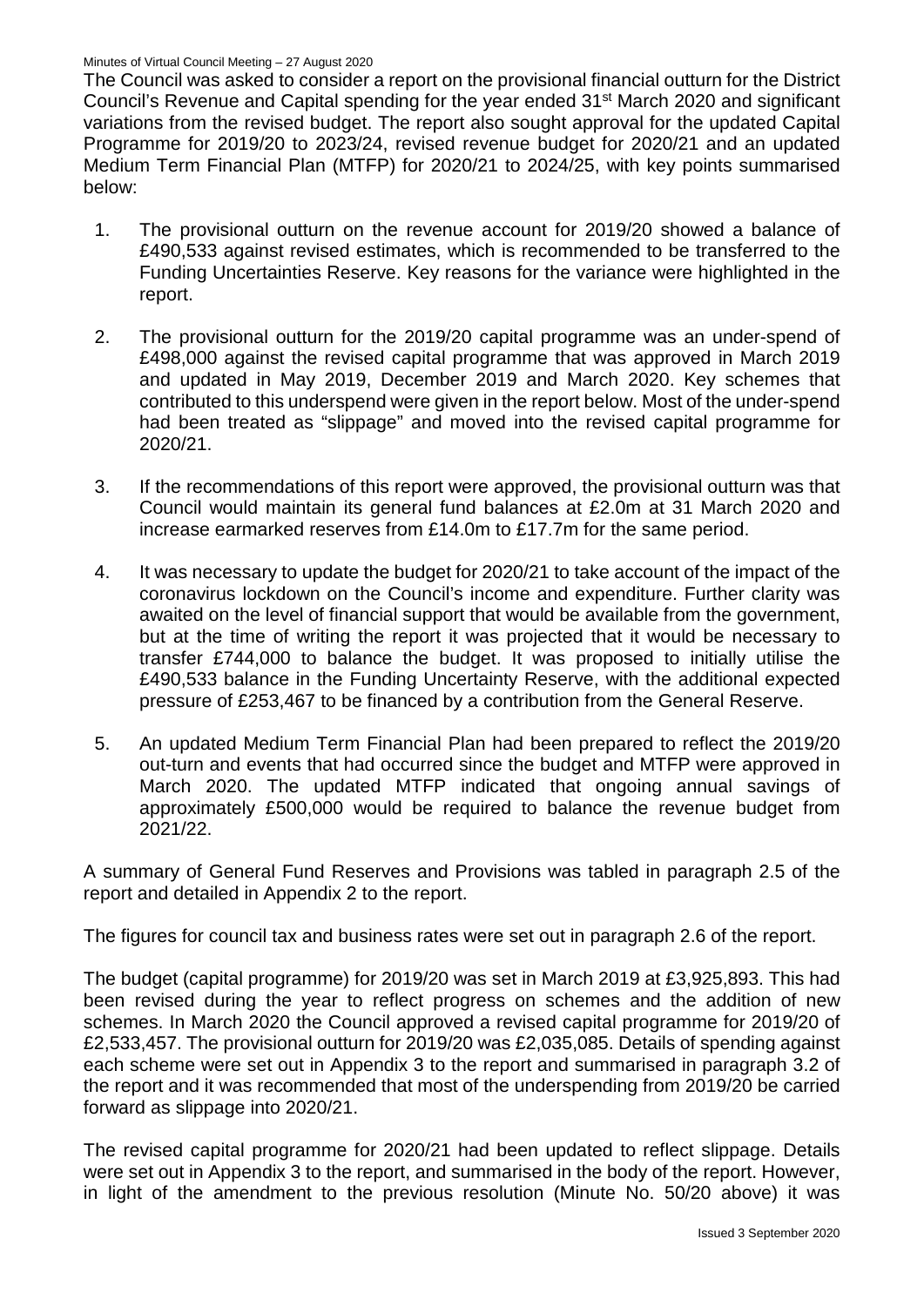The Council was asked to consider a report on the provisional financial outturn for the District Council's Revenue and Capital spending for the year ended 31st March 2020 and significant variations from the revised budget. The report also sought approval for the updated Capital Programme for 2019/20 to 2023/24, revised revenue budget for 2020/21 and an updated Medium Term Financial Plan (MTFP) for 2020/21 to 2024/25, with key points summarised below:

1. The provisional outturn on the revenue account for 2019/20 showed a balance of £490,533 against revised estimates, which is recommended to be transferred to the Funding Uncertainties Reserve. Key reasons for the variance were highlighted in the report.

2. The provisional outturn for the 2019/20 capital programme was an under-spend of £498,000 against the revised capital programme that was approved in March 2019 and updated in May 2019, December 2019 and March 2020. Key schemes that contributed to this underspend were given in the report below. Most of the under-spend had been treated as "slippage" and moved into the revised capital programme for 2020/21.

3. If the recommendations of this report were approved, the provisional outturn was that Council would maintain its general fund balances at £2.0m at 31 March 2020 and increase earmarked reserves from £14.0m to £17.7m for the same period.

4. It was necessary to update the budget for 2020/21 to take account of the impact of the coronavirus lockdown on the Council's income and expenditure. Further clarity was awaited on the level of financial support that would be available from the government, but at the time of writing the report it was projected that it would be necessary to transfer £744,000 to balance the budget. It was proposed to initially utilise the £490,533 balance in the Funding Uncertainty Reserve, with the additional expected pressure of £253,467 to be financed by a contribution from the General Reserve.

5. An updated Medium Term Financial Plan had been prepared to reflect the 2019/20 out-turn and events that had occurred since the budget and MTFP were approved in March 2020. The updated MTFP indicated that ongoing annual savings of approximately £500,000 would be required to balance the revenue budget from 2021/22.

A summary of General Fund Reserves and Provisions was tabled in paragraph 2.5 of the report and detailed in Appendix 2 to the report.

The figures for council tax and business rates were set out in paragraph 2.6 of the report.

The budget (capital programme) for 2019/20 was set in March 2019 at £3,925,893. This had been revised during the year to reflect progress on schemes and the addition of new schemes. In March 2020 the Council approved a revised capital programme for 2019/20 of £2,533,457. The provisional outturn for 2019/20 was £2,035,085. Details of spending against each scheme were set out in Appendix 3 to the report and summarised in paragraph 3.2 of the report and it was recommended that most of the underspending from 2019/20 be carried forward as slippage into 2020/21.

The revised capital programme for 2020/21 had been updated to reflect slippage. Details were set out in Appendix 3 to the report, and summarised in the body of the report. However, in light of the amendment to the previous resolution (Minute No. 50/20 above) it was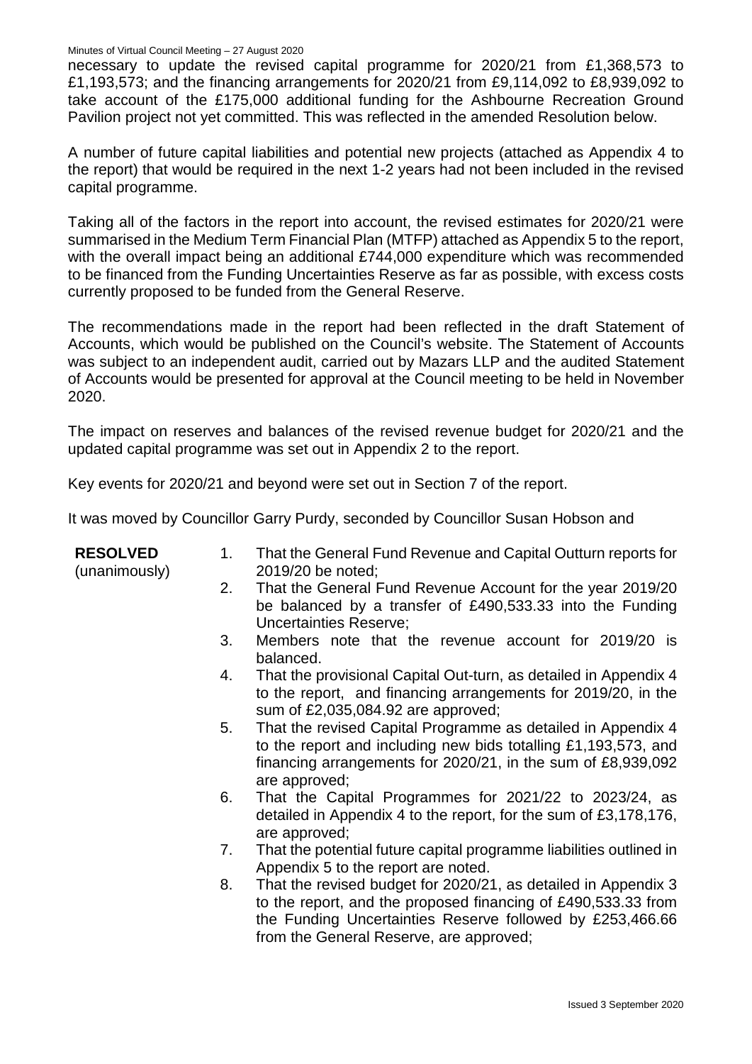necessary to update the revised capital programme for 2020/21 from £1,368,573 to £1,193,573; and the financing arrangements for 2020/21 from £9,114,092 to £8,939,092 to take account of the £175,000 additional funding for the Ashbourne Recreation Ground Pavilion project not yet committed. This was reflected in the amended Resolution below.

A number of future capital liabilities and potential new projects (attached as Appendix 4 to the report) that would be required in the next 1-2 years had not been included in the revised capital programme.

Taking all of the factors in the report into account, the revised estimates for 2020/21 were summarised in the Medium Term Financial Plan (MTFP) attached as Appendix 5 to the report, with the overall impact being an additional £744,000 expenditure which was recommended to be financed from the Funding Uncertainties Reserve as far as possible, with excess costs currently proposed to be funded from the General Reserve.

The recommendations made in the report had been reflected in the draft Statement of Accounts, which would be published on the Council's website. The Statement of Accounts was subject to an independent audit, carried out by Mazars LLP and the audited Statement of Accounts would be presented for approval at the Council meeting to be held in November 2020.

The impact on reserves and balances of the revised revenue budget for 2020/21 and the updated capital programme was set out in Appendix 2 to the report.

Key events for 2020/21 and beyond were set out in Section 7 of the report.

It was moved by Councillor Garry Purdy, seconded by Councillor Susan Hobson and

**RESOLVED** (unanimously)

1. That the General Fund Revenue and Capital Outturn reports for 2019/20 be noted;
2. That the General Fund Revenue Account for the year 2019/20 be balanced by a transfer of £490,533.33 into the Funding Uncertainties Reserve;
3. Members note that the revenue account for 2019/20 is balanced.
4. That the provisional Capital Out-turn, as detailed in Appendix 4 to the report, and financing arrangements for 2019/20, in the sum of £2,035,084.92 are approved;
5. That the revised Capital Programme as detailed in Appendix 4 to the report and including new bids totalling £1,193,573, and financing arrangements for 2020/21, in the sum of £8,939,092 are approved;
6. That the Capital Programmes for 2021/22 to 2023/24, as detailed in Appendix 4 to the report, for the sum of £3,178,176, are approved;
7. That the potential future capital programme liabilities outlined in Appendix 5 to the report are noted.
8. That the revised budget for 2020/21, as detailed in Appendix 3 to the report, and the proposed financing of £490,533.33 from the Funding Uncertainties Reserve followed by £253,466.66 from the General Reserve, are approved;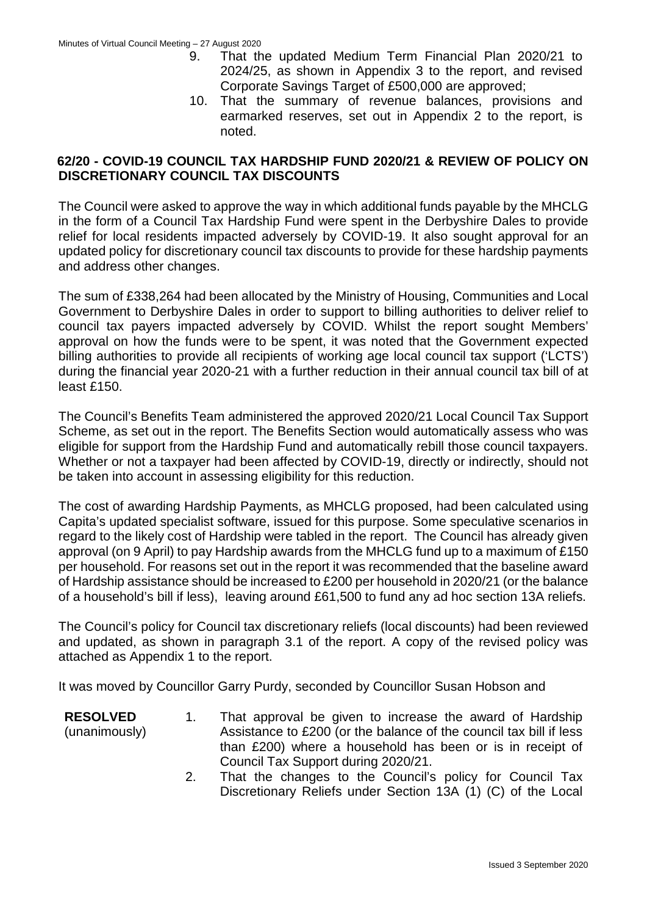9. That the updated Medium Term Financial Plan 2020/21 to 2024/25, as shown in Appendix 3 to the report, and revised Corporate Savings Target of £500,000 are approved;
10. That the summary of revenue balances, provisions and earmarked reserves, set out in Appendix 2 to the report, is noted.

## 62/20 - COVID-19 COUNCIL TAX HARDSHIP FUND 2020/21 & REVIEW OF POLICY ON DISCRETIONARY COUNCIL TAX DISCOUNTS

The Council were asked to approve the way in which additional funds payable by the MHCLG in the form of a Council Tax Hardship Fund were spent in the Derbyshire Dales to provide relief for local residents impacted adversely by COVID-19. It also sought approval for an updated policy for discretionary council tax discounts to provide for these hardship payments and address other changes.

The sum of £338,264 had been allocated by the Ministry of Housing, Communities and Local Government to Derbyshire Dales in order to support to billing authorities to deliver relief to council tax payers impacted adversely by COVID. Whilst the report sought Members' approval on how the funds were to be spent, it was noted that the Government expected billing authorities to provide all recipients of working age local council tax support ('LCTS') during the financial year 2020-21 with a further reduction in their annual council tax bill of at least £150.

The Council's Benefits Team administered the approved 2020/21 Local Council Tax Support Scheme, as set out in the report. The Benefits Section would automatically assess who was eligible for support from the Hardship Fund and automatically rebill those council taxpayers. Whether or not a taxpayer had been affected by COVID-19, directly or indirectly, should not be taken into account in assessing eligibility for this reduction.

The cost of awarding Hardship Payments, as MHCLG proposed, had been calculated using Capita's updated specialist software, issued for this purpose. Some speculative scenarios in regard to the likely cost of Hardship were tabled in the report. The Council has already given approval (on 9 April) to pay Hardship awards from the MHCLG fund up to a maximum of £150 per household. For reasons set out in the report it was recommended that the baseline award of Hardship assistance should be increased to £200 per household in 2020/21 (or the balance of a household's bill if less), leaving around £61,500 to fund any ad hoc section 13A reliefs.

The Council's policy for Council tax discretionary reliefs (local discounts) had been reviewed and updated, as shown in paragraph 3.1 of the report. A copy of the revised policy was attached as Appendix 1 to the report.

It was moved by Councillor Garry Purdy, seconded by Councillor Susan Hobson and

**RESOLVED** (unanimously)

1. That approval be given to increase the award of Hardship Assistance to £200 (or the balance of the council tax bill if less than £200) where a household has been or is in receipt of Council Tax Support during 2020/21.
2. That the changes to the Council's policy for Council Tax Discretionary Reliefs under Section 13A (1) (C) of the Local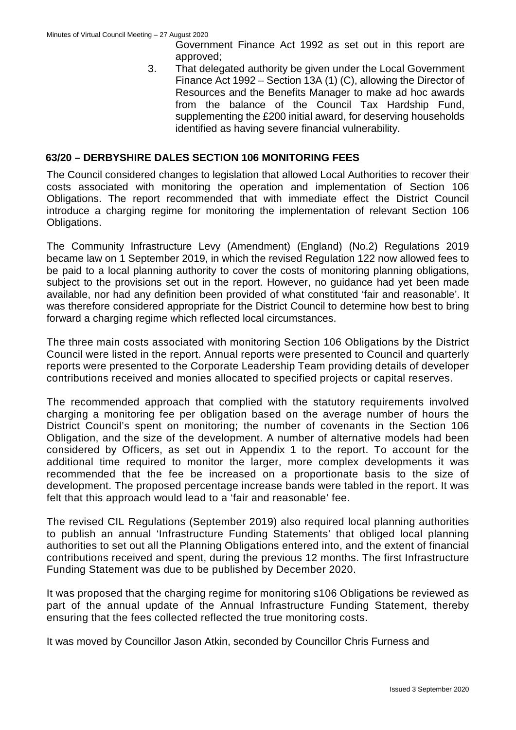Government Finance Act 1992 as set out in this report are approved;

3. That delegated authority be given under the Local Government Finance Act 1992 – Section 13A (1) (C), allowing the Director of Resources and the Benefits Manager to make ad hoc awards from the balance of the Council Tax Hardship Fund, supplementing the £200 initial award, for deserving households identified as having severe financial vulnerability.

## 63/20 – DERBYSHIRE DALES SECTION 106 MONITORING FEES

The Council considered changes to legislation that allowed Local Authorities to recover their costs associated with monitoring the operation and implementation of Section 106 Obligations. The report recommended that with immediate effect the District Council introduce a charging regime for monitoring the implementation of relevant Section 106 Obligations.

The Community Infrastructure Levy (Amendment) (England) (No.2) Regulations 2019 became law on 1 September 2019, in which the revised Regulation 122 now allowed fees to be paid to a local planning authority to cover the costs of monitoring planning obligations, subject to the provisions set out in the report. However, no guidance had yet been made available, nor had any definition been provided of what constituted 'fair and reasonable'. It was therefore considered appropriate for the District Council to determine how best to bring forward a charging regime which reflected local circumstances.

The three main costs associated with monitoring Section 106 Obligations by the District Council were listed in the report. Annual reports were presented to Council and quarterly reports were presented to the Corporate Leadership Team providing details of developer contributions received and monies allocated to specified projects or capital reserves.

The recommended approach that complied with the statutory requirements involved charging a monitoring fee per obligation based on the average number of hours the District Council's spent on monitoring; the number of covenants in the Section 106 Obligation, and the size of the development. A number of alternative models had been considered by Officers, as set out in Appendix 1 to the report. To account for the additional time required to monitor the larger, more complex developments it was recommended that the fee be increased on a proportionate basis to the size of development. The proposed percentage increase bands were tabled in the report. It was felt that this approach would lead to a 'fair and reasonable' fee.

The revised CIL Regulations (September 2019) also required local planning authorities to publish an annual 'Infrastructure Funding Statements' that obliged local planning authorities to set out all the Planning Obligations entered into, and the extent of financial contributions received and spent, during the previous 12 months. The first Infrastructure Funding Statement was due to be published by December 2020.

It was proposed that the charging regime for monitoring s106 Obligations be reviewed as part of the annual update of the Annual Infrastructure Funding Statement, thereby ensuring that the fees collected reflected the true monitoring costs.

It was moved by Councillor Jason Atkin, seconded by Councillor Chris Furness and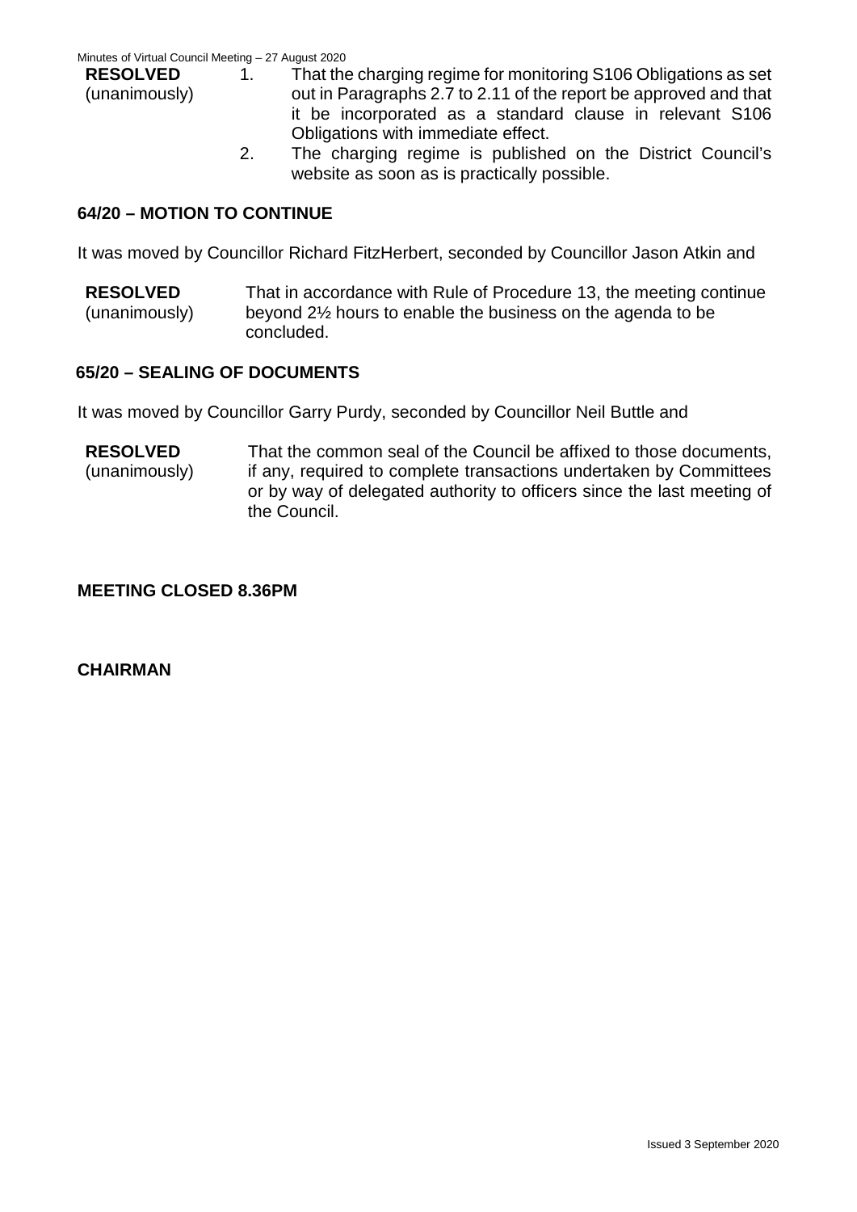**RESOLVED** (unanimously)

1. That the charging regime for monitoring S106 Obligations as set out in Paragraphs 2.7 to 2.11 of the report be approved and that it be incorporated as a standard clause in relevant S106 Obligations with immediate effect.
2. The charging regime is published on the District Council's website as soon as is practically possible.

## 64/20 – MOTION TO CONTINUE

It was moved by Councillor Richard FitzHerbert, seconded by Councillor Jason Atkin and

**RESOLVED** (unanimously) That in accordance with Rule of Procedure 13, the meeting continue beyond 2½ hours to enable the business on the agenda to be concluded.

## 65/20 – SEALING OF DOCUMENTS

It was moved by Councillor Garry Purdy, seconded by Councillor Neil Buttle and

**RESOLVED** (unanimously) That the common seal of the Council be affixed to those documents, if any, required to complete transactions undertaken by Committees or by way of delegated authority to officers since the last meeting of the Council.

**MEETING CLOSED 8.36PM**

**CHAIRMAN**

Issued 3 September 2020